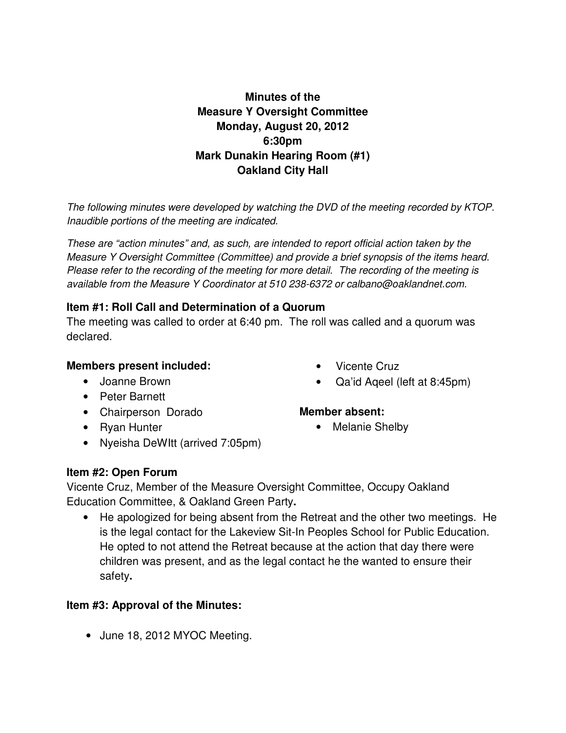**Minutes of the**
**Measure Y Oversight Committee**
**Monday, August 20, 2012**
**6:30pm**
**Mark Dunakin Hearing Room (#1)**
**Oakland City Hall**

*The following minutes were developed by watching the DVD of the meeting recorded by KTOP. Inaudible portions of the meeting are indicated.*

*These are "action minutes" and, as such, are intended to report official action taken by the Measure Y Oversight Committee (Committee) and provide a brief synopsis of the items heard. Please refer to the recording of the meeting for more detail. The recording of the meeting is available from the Measure Y Coordinator at 510 238-6372 or calbano@oaklandnet.com.*

### Item #1: Roll Call and Determination of a Quorum

The meeting was called to order at 6:40 pm. The roll was called and a quorum was declared.

**Members present included:**

- Joanne Brown
- Peter Barnett
- Chairperson Dorado
- Ryan Hunter
- Nyeisha DeWItt (arrived 7:05pm)
- Vicente Cruz
- Qa'id Aqeel (left at 8:45pm)

**Member absent:**

- Melanie Shelby

### Item #2: Open Forum

Vicente Cruz, Member of the Measure Oversight Committee, Occupy Oakland Education Committee, & Oakland Green Party**.**

- He apologized for being absent from the Retreat and the other two meetings. He is the legal contact for the Lakeview Sit-In Peoples School for Public Education. He opted to not attend the Retreat because at the action that day there were children was present, and as the legal contact he the wanted to ensure their safety**.**

### Item #3: Approval of the Minutes:

- June 18, 2012 MYOC Meeting.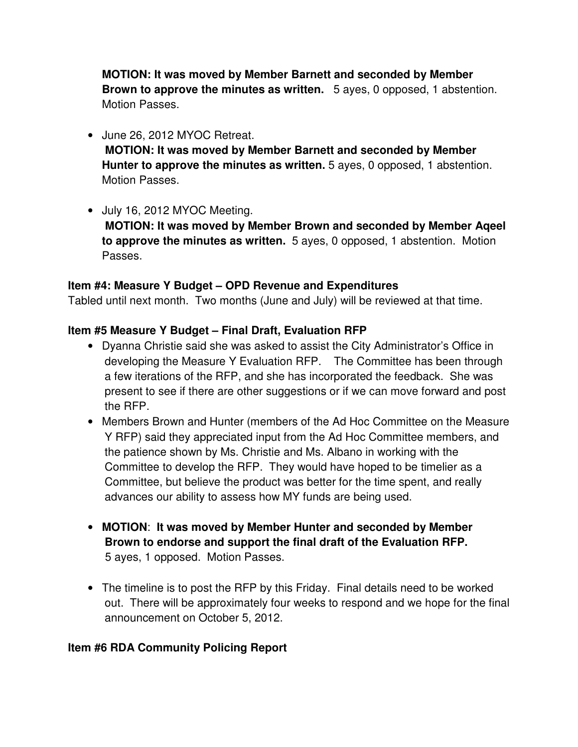**MOTION: It was moved by Member Barnett and seconded by Member Brown to approve the minutes as written.** 5 ayes, 0 opposed, 1 abstention. Motion Passes.

- June 26, 2012 MYOC Retreat.
  **MOTION: It was moved by Member Barnett and seconded by Member Hunter to approve the minutes as written.** 5 ayes, 0 opposed, 1 abstention. Motion Passes.

- July 16, 2012 MYOC Meeting.
  **MOTION: It was moved by Member Brown and seconded by Member Aqeel to approve the minutes as written.** 5 ayes, 0 opposed, 1 abstention. Motion Passes.

**Item #4: Measure Y Budget – OPD Revenue and Expenditures**

Tabled until next month. Two months (June and July) will be reviewed at that time.

**Item #5 Measure Y Budget – Final Draft, Evaluation RFP**

- Dyanna Christie said she was asked to assist the City Administrator's Office in developing the Measure Y Evaluation RFP. The Committee has been through a few iterations of the RFP, and she has incorporated the feedback. She was present to see if there are other suggestions or if we can move forward and post the RFP.
- Members Brown and Hunter (members of the Ad Hoc Committee on the Measure Y RFP) said they appreciated input from the Ad Hoc Committee members, and the patience shown by Ms. Christie and Ms. Albano in working with the Committee to develop the RFP. They would have hoped to be timelier as a Committee, but believe the product was better for the time spent, and really advances our ability to assess how MY funds are being used.

- **MOTION**: **It was moved by Member Hunter and seconded by Member Brown to endorse and support the final draft of the Evaluation RFP.** 5 ayes, 1 opposed. Motion Passes.

- The timeline is to post the RFP by this Friday. Final details need to be worked out. There will be approximately four weeks to respond and we hope for the final announcement on October 5, 2012.

**Item #6 RDA Community Policing Report**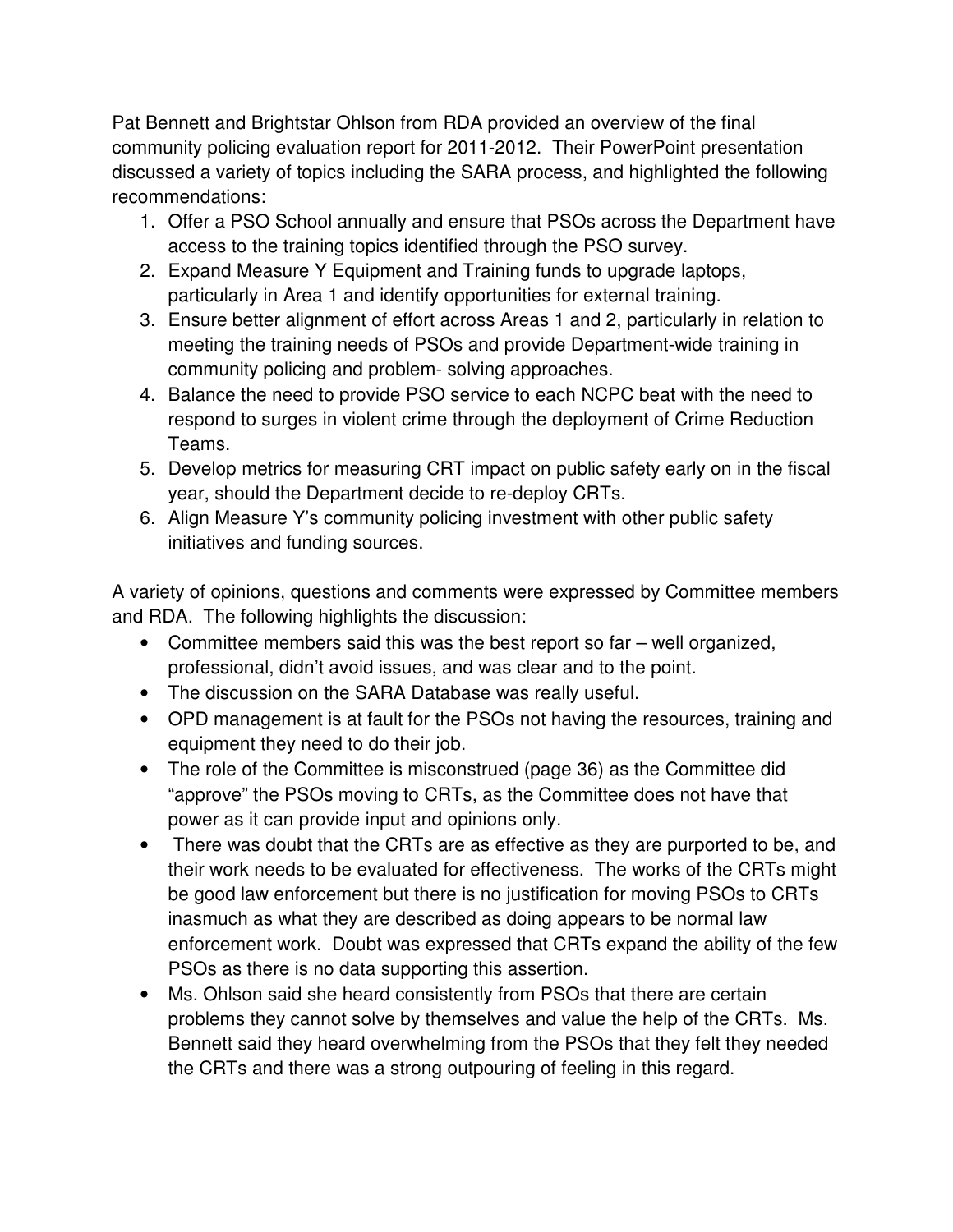Pat Bennett and Brightstar Ohlson from RDA provided an overview of the final community policing evaluation report for 2011-2012. Their PowerPoint presentation discussed a variety of topics including the SARA process, and highlighted the following recommendations:

1. Offer a PSO School annually and ensure that PSOs across the Department have access to the training topics identified through the PSO survey.
2. Expand Measure Y Equipment and Training funds to upgrade laptops, particularly in Area 1 and identify opportunities for external training.
3. Ensure better alignment of effort across Areas 1 and 2, particularly in relation to meeting the training needs of PSOs and provide Department-wide training in community policing and problem- solving approaches.
4. Balance the need to provide PSO service to each NCPC beat with the need to respond to surges in violent crime through the deployment of Crime Reduction Teams.
5. Develop metrics for measuring CRT impact on public safety early on in the fiscal year, should the Department decide to re-deploy CRTs.
6. Align Measure Y's community policing investment with other public safety initiatives and funding sources.

A variety of opinions, questions and comments were expressed by Committee members and RDA. The following highlights the discussion:

- Committee members said this was the best report so far – well organized, professional, didn't avoid issues, and was clear and to the point.
- The discussion on the SARA Database was really useful.
- OPD management is at fault for the PSOs not having the resources, training and equipment they need to do their job.
- The role of the Committee is misconstrued (page 36) as the Committee did "approve" the PSOs moving to CRTs, as the Committee does not have that power as it can provide input and opinions only.
- There was doubt that the CRTs are as effective as they are purported to be, and their work needs to be evaluated for effectiveness. The works of the CRTs might be good law enforcement but there is no justification for moving PSOs to CRTs inasmuch as what they are described as doing appears to be normal law enforcement work. Doubt was expressed that CRTs expand the ability of the few PSOs as there is no data supporting this assertion.
- Ms. Ohlson said she heard consistently from PSOs that there are certain problems they cannot solve by themselves and value the help of the CRTs. Ms. Bennett said they heard overwhelming from the PSOs that they felt they needed the CRTs and there was a strong outpouring of feeling in this regard.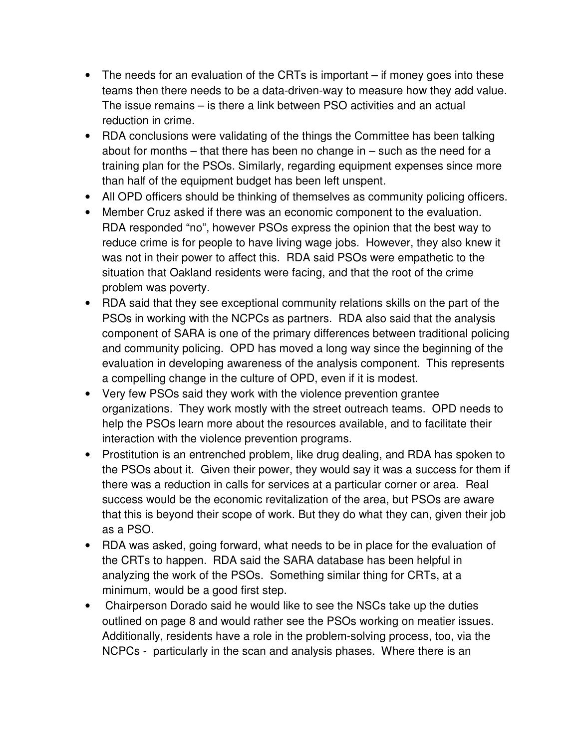- The needs for an evaluation of the CRTs is important – if money goes into these teams then there needs to be a data-driven-way to measure how they add value. The issue remains – is there a link between PSO activities and an actual reduction in crime.
- RDA conclusions were validating of the things the Committee has been talking about for months – that there has been no change in – such as the need for a training plan for the PSOs. Similarly, regarding equipment expenses since more than half of the equipment budget has been left unspent.
- All OPD officers should be thinking of themselves as community policing officers.
- Member Cruz asked if there was an economic component to the evaluation. RDA responded "no", however PSOs express the opinion that the best way to reduce crime is for people to have living wage jobs. However, they also knew it was not in their power to affect this. RDA said PSOs were empathetic to the situation that Oakland residents were facing, and that the root of the crime problem was poverty.
- RDA said that they see exceptional community relations skills on the part of the PSOs in working with the NCPCs as partners. RDA also said that the analysis component of SARA is one of the primary differences between traditional policing and community policing. OPD has moved a long way since the beginning of the evaluation in developing awareness of the analysis component. This represents a compelling change in the culture of OPD, even if it is modest.
- Very few PSOs said they work with the violence prevention grantee organizations. They work mostly with the street outreach teams. OPD needs to help the PSOs learn more about the resources available, and to facilitate their interaction with the violence prevention programs.
- Prostitution is an entrenched problem, like drug dealing, and RDA has spoken to the PSOs about it. Given their power, they would say it was a success for them if there was a reduction in calls for services at a particular corner or area. Real success would be the economic revitalization of the area, but PSOs are aware that this is beyond their scope of work. But they do what they can, given their job as a PSO.
- RDA was asked, going forward, what needs to be in place for the evaluation of the CRTs to happen. RDA said the SARA database has been helpful in analyzing the work of the PSOs. Something similar thing for CRTs, at a minimum, would be a good first step.
- Chairperson Dorado said he would like to see the NSCs take up the duties outlined on page 8 and would rather see the PSOs working on meatier issues. Additionally, residents have a role in the problem-solving process, too, via the NCPCs - particularly in the scan and analysis phases. Where there is an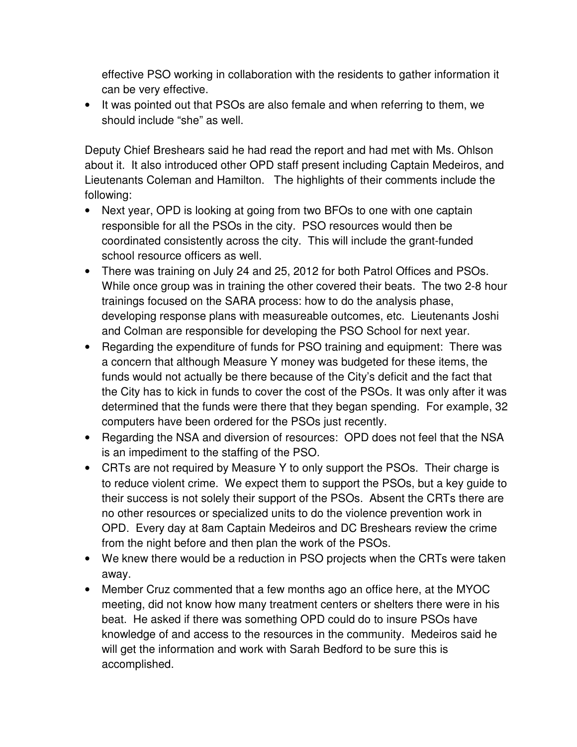effective PSO working in collaboration with the residents to gather information it can be very effective.

- It was pointed out that PSOs are also female and when referring to them, we should include "she" as well.

Deputy Chief Breshears said he had read the report and had met with Ms. Ohlson about it. It also introduced other OPD staff present including Captain Medeiros, and Lieutenants Coleman and Hamilton. The highlights of their comments include the following:

- Next year, OPD is looking at going from two BFOs to one with one captain responsible for all the PSOs in the city. PSO resources would then be coordinated consistently across the city. This will include the grant-funded school resource officers as well.
- There was training on July 24 and 25, 2012 for both Patrol Offices and PSOs. While once group was in training the other covered their beats. The two 2-8 hour trainings focused on the SARA process: how to do the analysis phase, developing response plans with measureable outcomes, etc. Lieutenants Joshi and Colman are responsible for developing the PSO School for next year.
- Regarding the expenditure of funds for PSO training and equipment: There was a concern that although Measure Y money was budgeted for these items, the funds would not actually be there because of the City's deficit and the fact that the City has to kick in funds to cover the cost of the PSOs. It was only after it was determined that the funds were there that they began spending. For example, 32 computers have been ordered for the PSOs just recently.
- Regarding the NSA and diversion of resources: OPD does not feel that the NSA is an impediment to the staffing of the PSO.
- CRTs are not required by Measure Y to only support the PSOs. Their charge is to reduce violent crime. We expect them to support the PSOs, but a key guide to their success is not solely their support of the PSOs. Absent the CRTs there are no other resources or specialized units to do the violence prevention work in OPD. Every day at 8am Captain Medeiros and DC Breshears review the crime from the night before and then plan the work of the PSOs.
- We knew there would be a reduction in PSO projects when the CRTs were taken away.
- Member Cruz commented that a few months ago an office here, at the MYOC meeting, did not know how many treatment centers or shelters there were in his beat. He asked if there was something OPD could do to insure PSOs have knowledge of and access to the resources in the community. Medeiros said he will get the information and work with Sarah Bedford to be sure this is accomplished.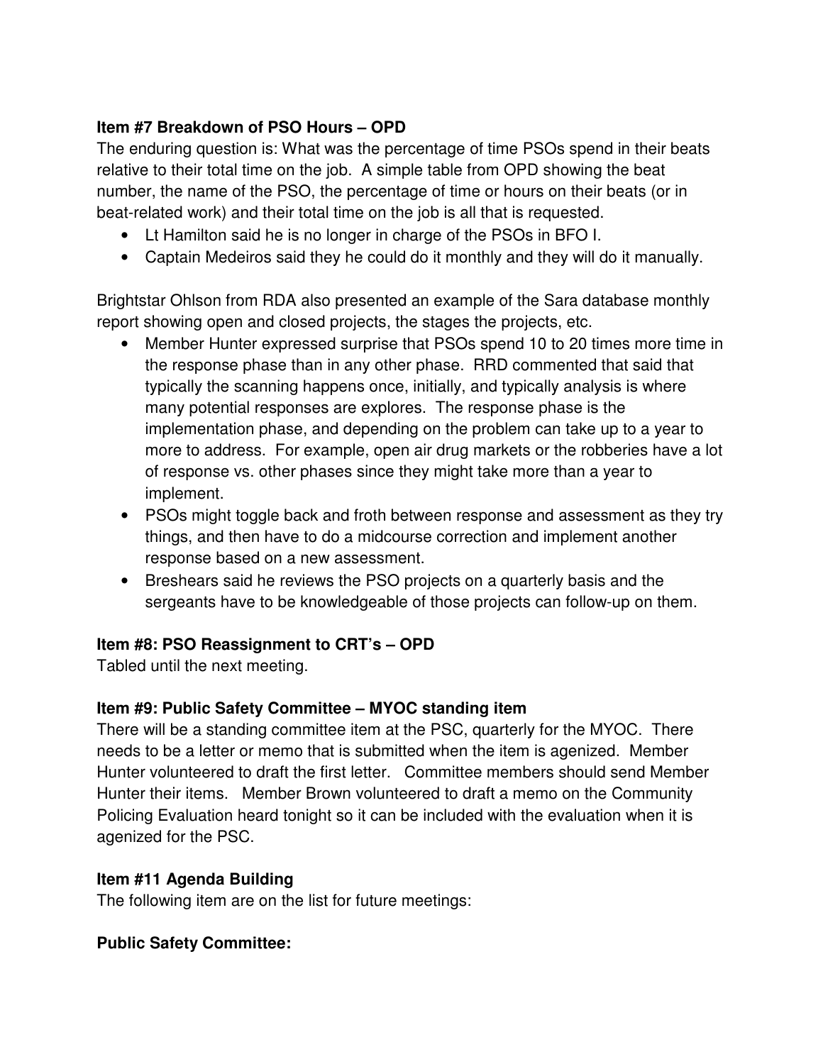**Item #7 Breakdown of PSO Hours – OPD**

The enduring question is: What was the percentage of time PSOs spend in their beats relative to their total time on the job. A simple table from OPD showing the beat number, the name of the PSO, the percentage of time or hours on their beats (or in beat-related work) and their total time on the job is all that is requested.

- Lt Hamilton said he is no longer in charge of the PSOs in BFO I.
- Captain Medeiros said they he could do it monthly and they will do it manually.

Brightstar Ohlson from RDA also presented an example of the Sara database monthly report showing open and closed projects, the stages the projects, etc.

- Member Hunter expressed surprise that PSOs spend 10 to 20 times more time in the response phase than in any other phase. RRD commented that said that typically the scanning happens once, initially, and typically analysis is where many potential responses are explores. The response phase is the implementation phase, and depending on the problem can take up to a year to more to address. For example, open air drug markets or the robberies have a lot of response vs. other phases since they might take more than a year to implement.
- PSOs might toggle back and froth between response and assessment as they try things, and then have to do a midcourse correction and implement another response based on a new assessment.
- Breshears said he reviews the PSO projects on a quarterly basis and the sergeants have to be knowledgeable of those projects can follow-up on them.

**Item #8: PSO Reassignment to CRT's – OPD**

Tabled until the next meeting.

**Item #9: Public Safety Committee – MYOC standing item**

There will be a standing committee item at the PSC, quarterly for the MYOC. There needs to be a letter or memo that is submitted when the item is agenized. Member Hunter volunteered to draft the first letter. Committee members should send Member Hunter their items. Member Brown volunteered to draft a memo on the Community Policing Evaluation heard tonight so it can be included with the evaluation when it is agenized for the PSC.

**Item #11 Agenda Building**

The following item are on the list for future meetings:

**Public Safety Committee:**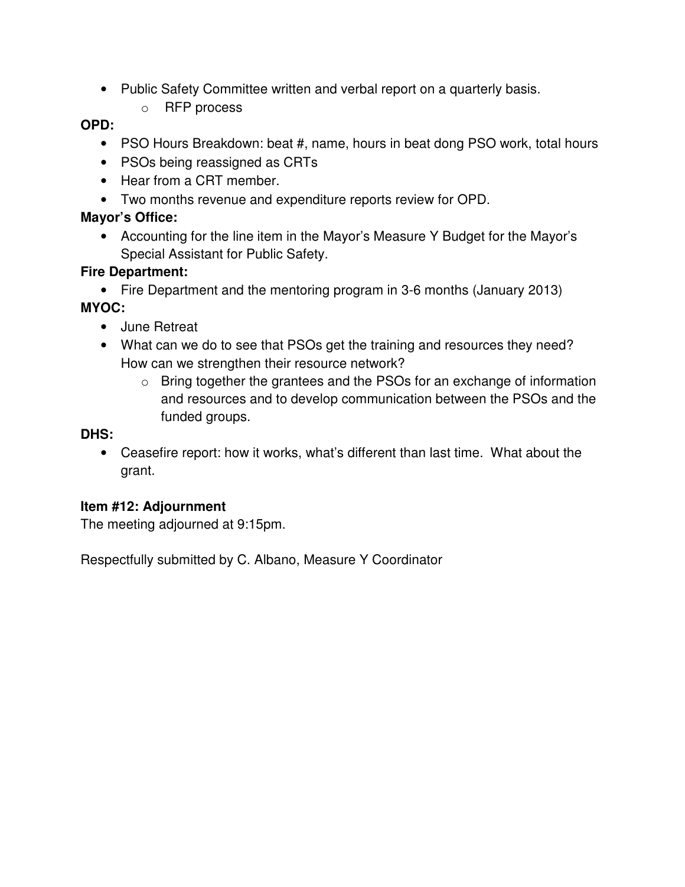- Public Safety Committee written and verbal report on a quarterly basis.
    - RFP process

**OPD:**

- PSO Hours Breakdown: beat #, name, hours in beat dong PSO work, total hours
- PSOs being reassigned as CRTs
- Hear from a CRT member.
- Two months revenue and expenditure reports review for OPD.

**Mayor's Office:**

- Accounting for the line item in the Mayor's Measure Y Budget for the Mayor's Special Assistant for Public Safety.

**Fire Department:**

- Fire Department and the mentoring program in 3-6 months (January 2013)

**MYOC:**

- June Retreat
- What can we do to see that PSOs get the training and resources they need? How can we strengthen their resource network?
    - Bring together the grantees and the PSOs for an exchange of information and resources and to develop communication between the PSOs and the funded groups.

**DHS:**

- Ceasefire report: how it works, what's different than last time. What about the grant.

**Item #12: Adjournment**

The meeting adjourned at 9:15pm.

Respectfully submitted by C. Albano, Measure Y Coordinator